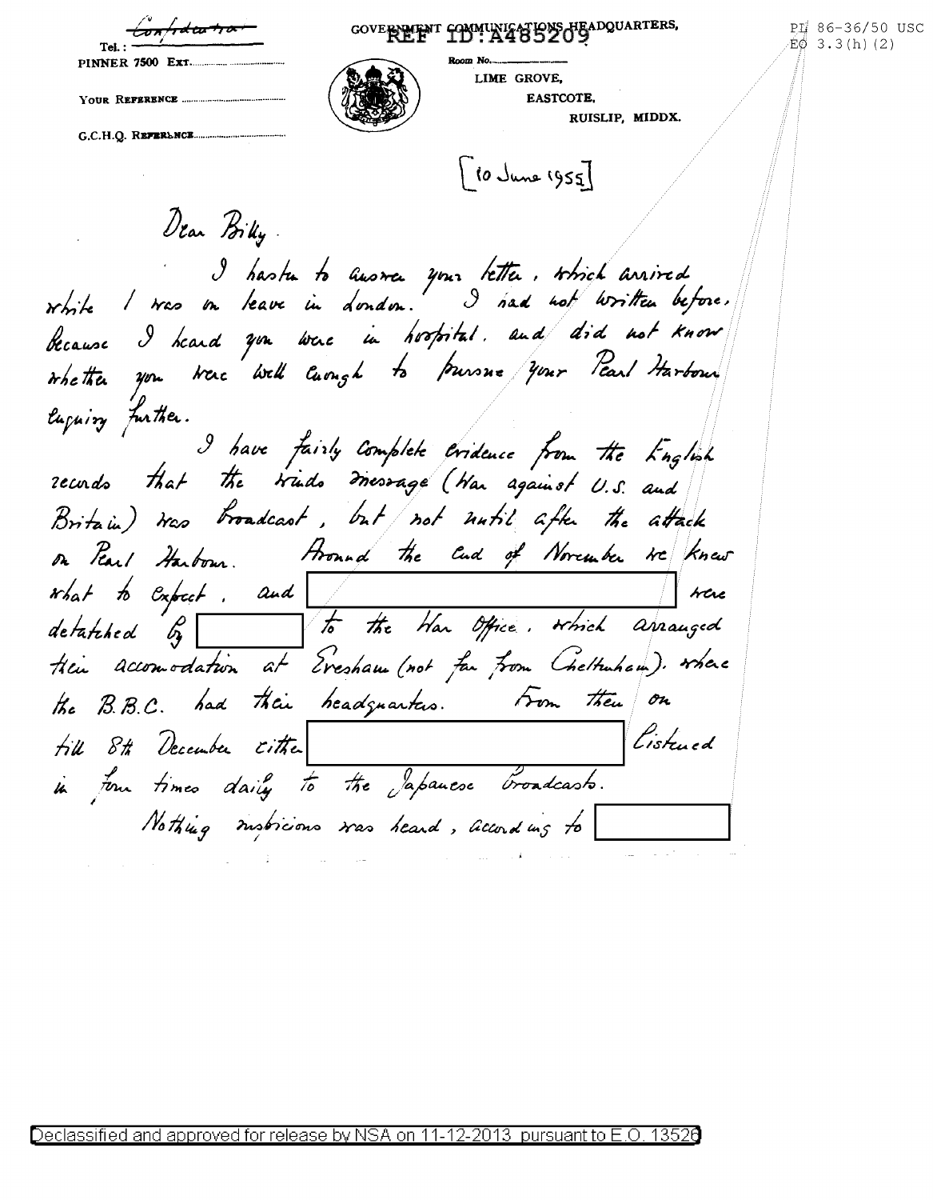~~Confidential~~

REF ID:A485209

GOVERNMENT COMMUNICATIONS HEADQUARTERS,

PL 86-36/50 USC
EO 3.3(h)(2)

Tel.: PINNER 7500 Ext.

Your Reference

G.C.H.Q. Reference

Room No.
LIME GROVE,
EASTCOTE,
RUISLIP, MIDDX.

[10 June 1955]

Dear Billy.

I hasten to answer your letter, which arrived while I was on leave in London. I had not written before, because I heard you were in hospital, and did not know whether you were well enough to pursue your Pearl Harbour enquiry further.

I have fairly complete evidence from the English records that the Winds message (War against U.S. and Britain) was broadcast, but not until after the attack on Pearl Harbour. Around the end of November we knew what to expect, and [REDACTED] were detatched by [REDACTED] to the War Office, which arranged their accomodation at Evesham (not far from Cheltenham), where the B.B.C. had their headquarters. From then on till 8th December either [REDACTED] listened in four times daily to the Japanese broadcasts.

Nothing suspicious was heard, according to [REDACTED]

Declassified and approved for release by NSA on 11-12-2013 pursuant to E.O. 13526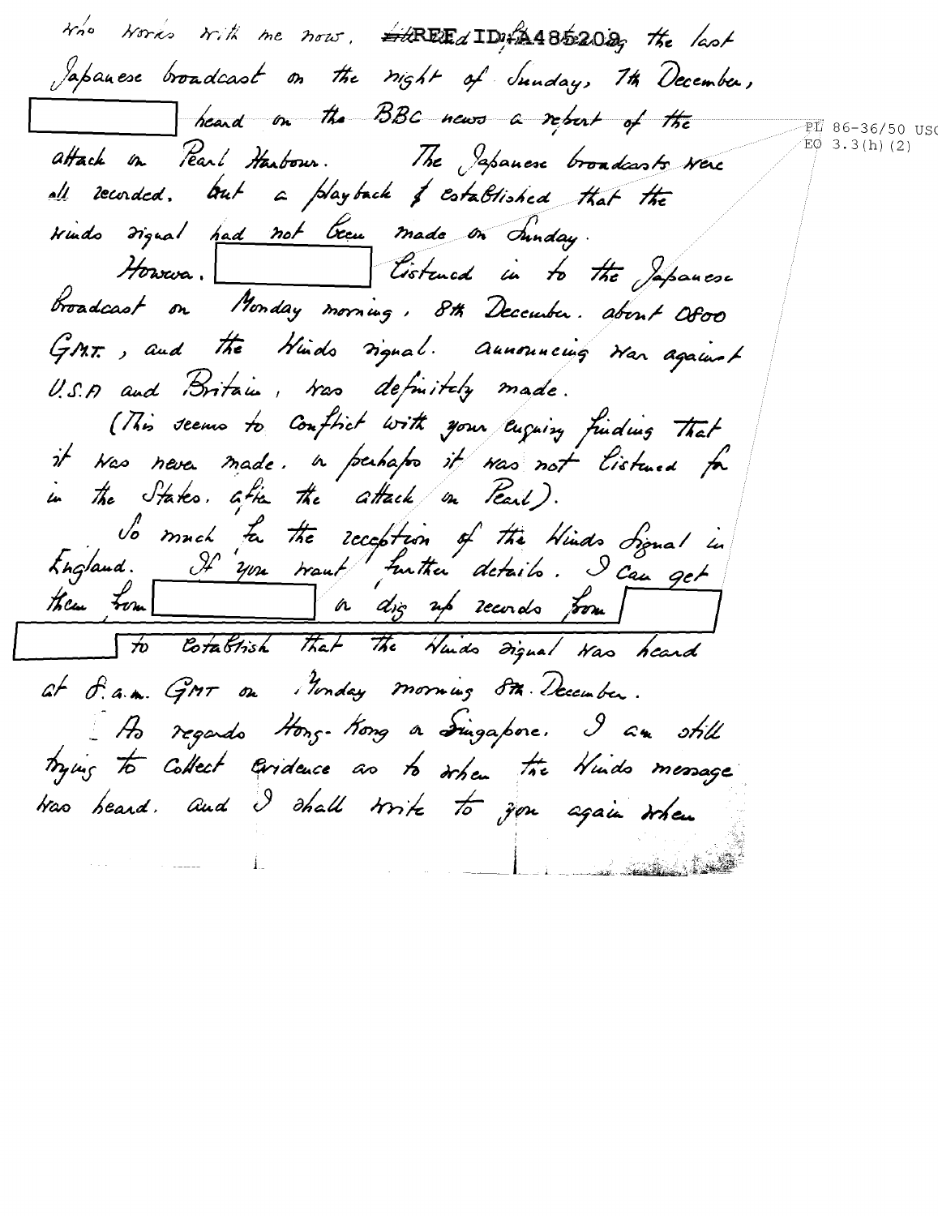who works with me now. REF ID:A485202 the last Japanese broadcast on the night of Sunday, 7th December, [redacted] heard on the BBC news a report of the attack on Pearl Harbour. The Japanese broadcasts were all recorded. but a playback of established that the winds signal had not been made on Sunday.

However. [redacted] listened in to the Japanese broadcast on Monday morning, 8th December. about 0800 GMT., and the Winds signal. announcing war against U.S.A and Britain, was definitely made.

(This seems to conflict with your enquiry finding that it was never made. or perhaps it was not listened for in the States. after the attack on Pearl).

So much for the reception of the Winds Signal in England. If you want further details. I can get them from [redacted] or dig up records from [redacted] to establish that the Winds signal was heard at 8 a.m. GMT on Monday morning 8th December.

As regards Hong-Kong or Singapore. I am still trying to collect evidence as to when the Winds message was heard. and I shall write to you again when

PL 86-36/50 USC
EO 3.3(h)(2)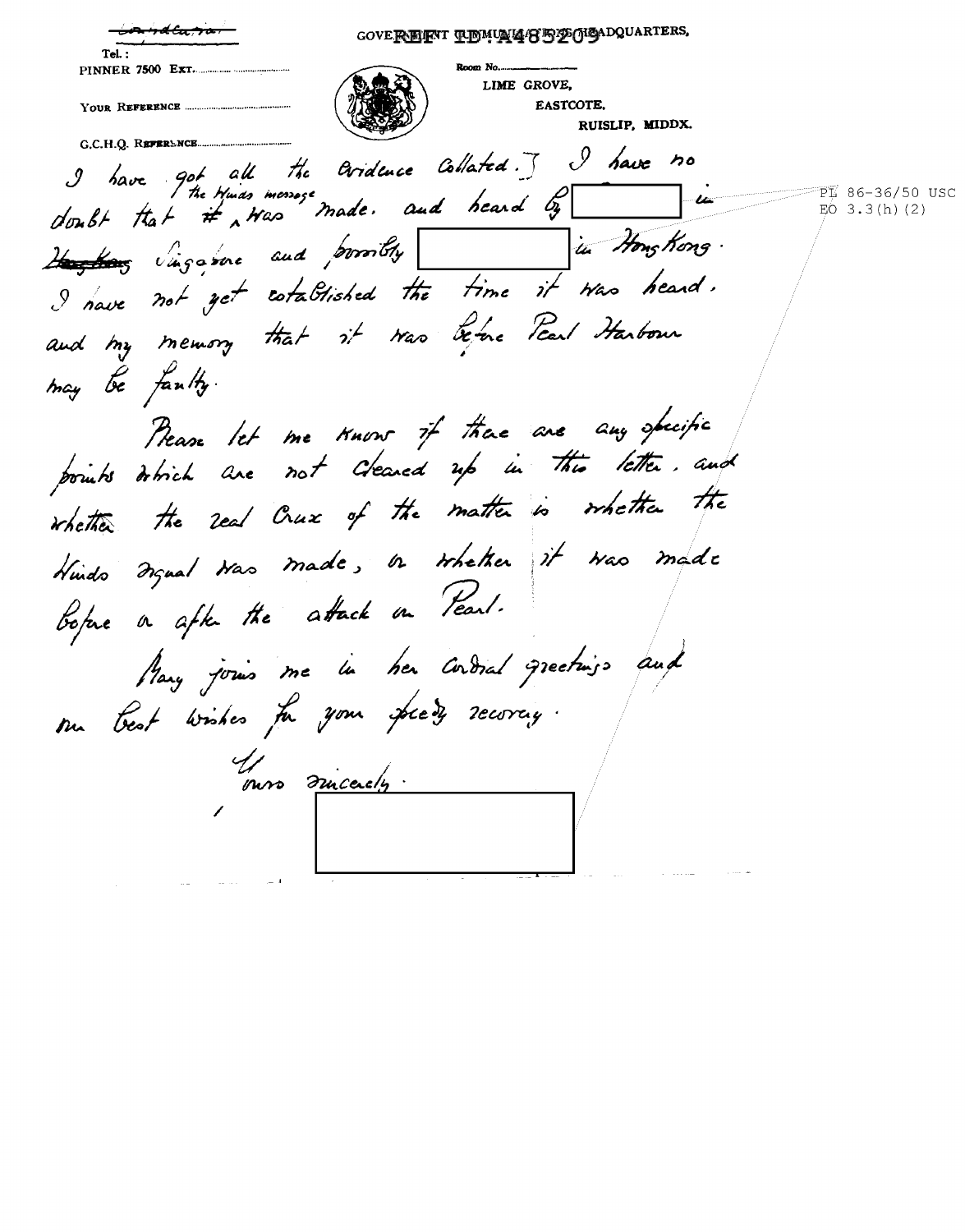~~Confidential~~

GOVERNMENT COMMUNICATIONS HEADQUARTERS,

REF ID:A485209

Tel.:
PINNER 7500 EXT.

YOUR REFERENCE

G.C.H.Q. REFERENCE

Room No.
LIME GROVE,
EASTCOTE,
RUISLIP, MIDDX.

I have got all the evidence collated.] I have no doubt that ~~it~~ the Winds message was made, and heard by [REDACTED] in ~~Hongkong~~ Singapore and possibly [REDACTED] in Hong Kong. I have not yet established the time it was heard, and my memory that it was before Pearl Harbour may be faulty.

PL 86-36/50 USC
EO 3.3(h)(2)

Please let me know if there are any specific points which are not cleared up in this letter, and whether the real crux of the matter is whether the Winds signal was made, or whether it was made before or after the attack on Pearl.

Mary joins me in her cordial greetings and our best wishes for your speedy recovery.

Yours sincerely.

[REDACTED]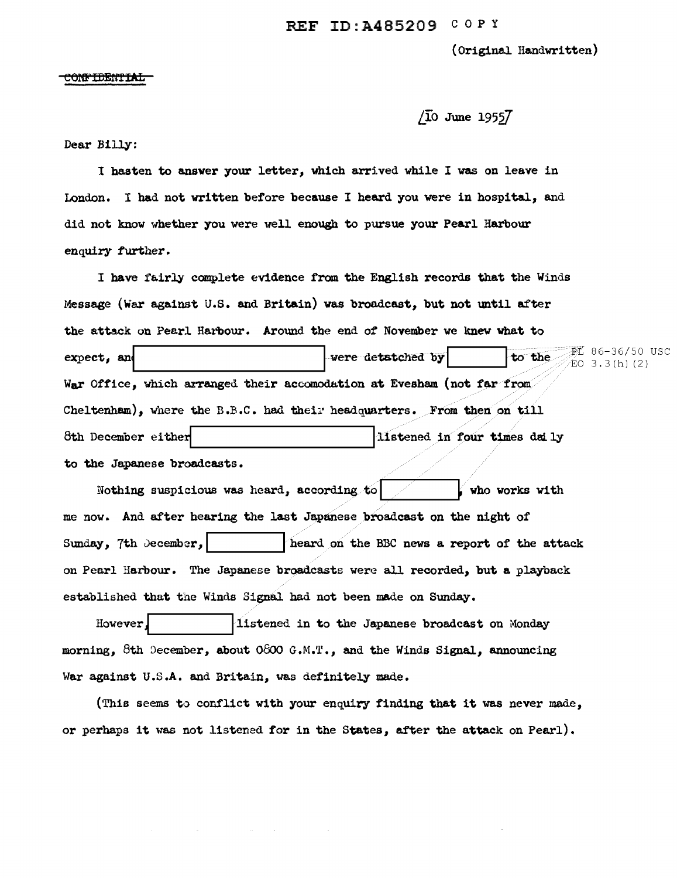REF ID:A485209 COPY

(Original Handwritten)

~~CONFIDENTIAL~~

/10 June 1955/

Dear Billy:

I hasten to answer your letter, which arrived while I was on leave in London. I had not written before because I heard you were in hospital, and did not know whether you were well enough to pursue your Pearl Harbour enquiry further.

I have fairly complete evidence from the English records that the Winds Message (War against U.S. and Britain) was broadcast, but not until after the attack on Pearl Harbour. Around the end of November we knew what to expect, and [REDACTED] were detatched by [REDACTED] to the War Office, which arranged their accomodation at Evesham (not far from Cheltenham), where the B.B.C. had their headquarters. From then on till 8th December either [REDACTED] listened in four times daily to the Japanese broadcasts.

PL 86-36/50 USC
EO 3.3(h)(2)

Nothing suspicious was heard, according to [REDACTED], who works with me now. And after hearing the last Japanese broadcast on the night of Sunday, 7th December, [REDACTED] heard on the BBC news a report of the attack on Pearl Harbour. The Japanese broadcasts were all recorded, but a playback established that the Winds Signal had not been made on Sunday.

However, [REDACTED] listened in to the Japanese broadcast on Monday morning, 8th December, about 0800 G.M.T., and the Winds Signal, announcing War against U.S.A. and Britain, was definitely made.

(This seems to conflict with your enquiry finding that it was never made, or perhaps it was not listened for in the States, after the attack on Pearl).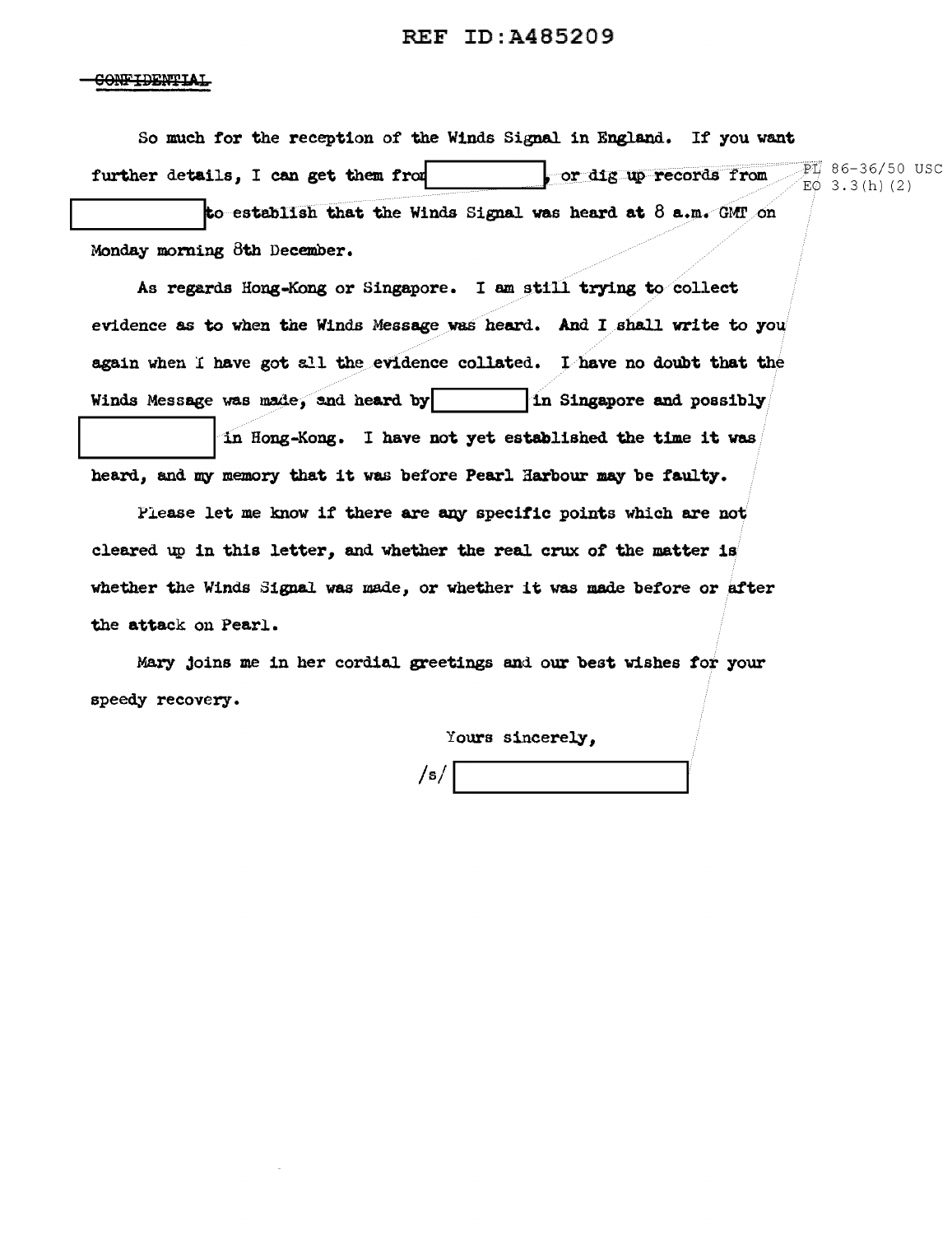~~CONFIDENTIAL~~

So much for the reception of the Winds Signal in England. If you want further details, I can get them from [REDACTED], or dig up records from [REDACTED] to establish that the Winds Signal was heard at 8 a.m. GMT on Monday morning 8th December.

PL 86-36/50 USC
EO 3.3(h)(2)

As regards Hong-Kong or Singapore. I am still trying to collect evidence as to when the Winds Message was heard. And I shall write to you again when I have got all the evidence collated. I have no doubt that the Winds Message was made, and heard by [REDACTED] in Singapore and possibly [REDACTED] in Hong-Kong. I have not yet established the time it was heard, and my memory that it was before Pearl Harbour may be faulty.

Please let me know if there are any specific points which are not cleared up in this letter, and whether the real crux of the matter is whether the Winds Signal was made, or whether it was made before or after the attack on Pearl.

Mary joins me in her cordial greetings and our best wishes for your speedy recovery.

Yours sincerely,

/s/ [REDACTED]